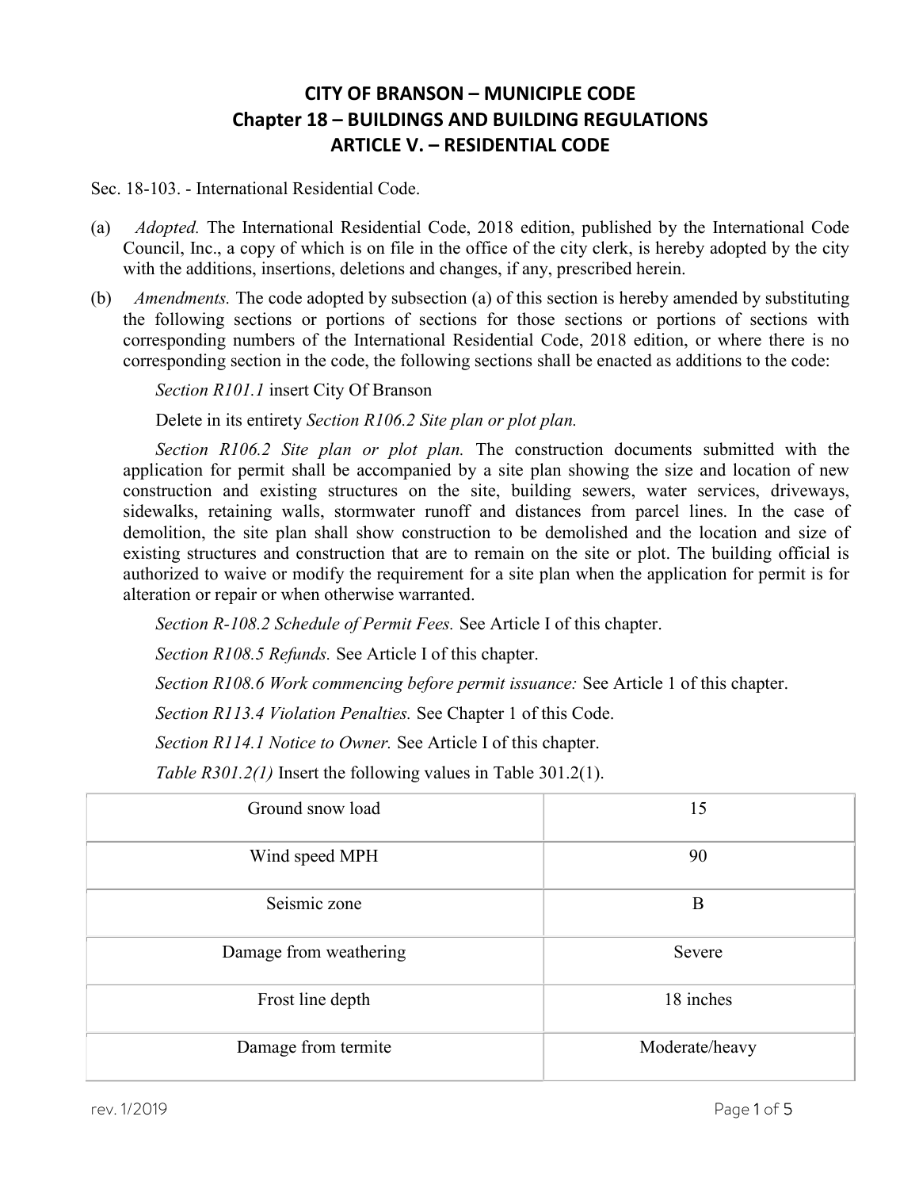# CITY OF BRANSON – MUNICIPLE CODE
## Chapter 18 – BUILDINGS AND BUILDING REGULATIONS
## ARTICLE V. – RESIDENTIAL CODE

Sec. 18-103. - International Residential Code.

(a) *Adopted.* The International Residential Code, 2018 edition, published by the International Code Council, Inc., a copy of which is on file in the office of the city clerk, is hereby adopted by the city with the additions, insertions, deletions and changes, if any, prescribed herein.

(b) *Amendments.* The code adopted by subsection (a) of this section is hereby amended by substituting the following sections or portions of sections for those sections or portions of sections with corresponding numbers of the International Residential Code, 2018 edition, or where there is no corresponding section in the code, the following sections shall be enacted as additions to the code:

*Section R101.1* insert City Of Branson

Delete in its entirety *Section R106.2 Site plan or plot plan.*

*Section R106.2 Site plan or plot plan.* The construction documents submitted with the application for permit shall be accompanied by a site plan showing the size and location of new construction and existing structures on the site, building sewers, water services, driveways, sidewalks, retaining walls, stormwater runoff and distances from parcel lines. In the case of demolition, the site plan shall show construction to be demolished and the location and size of existing structures and construction that are to remain on the site or plot. The building official is authorized to waive or modify the requirement for a site plan when the application for permit is for alteration or repair or when otherwise warranted.

*Section R-108.2 Schedule of Permit Fees.* See Article I of this chapter.

*Section R108.5 Refunds.* See Article I of this chapter.

*Section R108.6 Work commencing before permit issuance:* See Article 1 of this chapter.

*Section R113.4 Violation Penalties.* See Chapter 1 of this Code.

*Section R114.1 Notice to Owner.* See Article I of this chapter.

*Table R301.2(1)* Insert the following values in Table 301.2(1).

| | |
|---|---|
| Ground snow load | 15 |
| Wind speed MPH | 90 |
| Seismic zone | B |
| Damage from weathering | Severe |
| Frost line depth | 18 inches |
| Damage from termite | Moderate/heavy |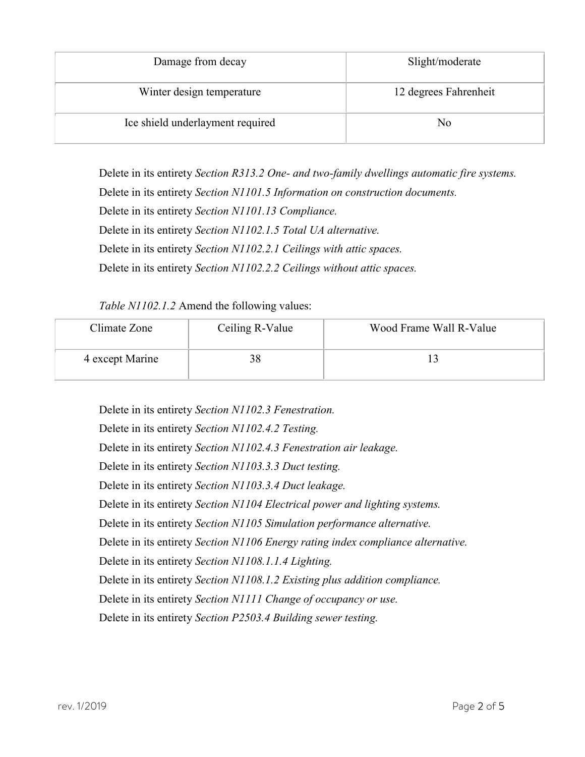| Damage from decay | Slight/moderate |
|---|---|
| Winter design temperature | 12 degrees Fahrenheit |
| Ice shield underlayment required | No |

Delete in its entirety *Section R313.2 One- and two-family dwellings automatic fire systems.*

Delete in its entirety *Section N1101.5 Information on construction documents.*

Delete in its entirety *Section N1101.13 Compliance.*

Delete in its entirety *Section N1102.1.5 Total UA alternative.*

Delete in its entirety *Section N1102.2.1 Ceilings with attic spaces.*

Delete in its entirety *Section N1102.2.2 Ceilings without attic spaces.*

*Table N1102.1.2* Amend the following values:

| Climate Zone | Ceiling R-Value | Wood Frame Wall R-Value |
|---|---|---|
| 4 except Marine | 38 | 13 |

Delete in its entirety *Section N1102.3 Fenestration.*

Delete in its entirety *Section N1102.4.2 Testing.*

Delete in its entirety *Section N1102.4.3 Fenestration air leakage.*

Delete in its entirety *Section N1103.3.3 Duct testing.*

Delete in its entirety *Section N1103.3.4 Duct leakage.*

Delete in its entirety *Section N1104 Electrical power and lighting systems.*

Delete in its entirety *Section N1105 Simulation performance alternative.*

Delete in its entirety *Section N1106 Energy rating index compliance alternative.*

Delete in its entirety *Section N1108.1.1.4 Lighting.*

Delete in its entirety *Section N1108.1.2 Existing plus addition compliance.*

Delete in its entirety *Section N1111 Change of occupancy or use.*

Delete in its entirety *Section P2503.4 Building sewer testing.*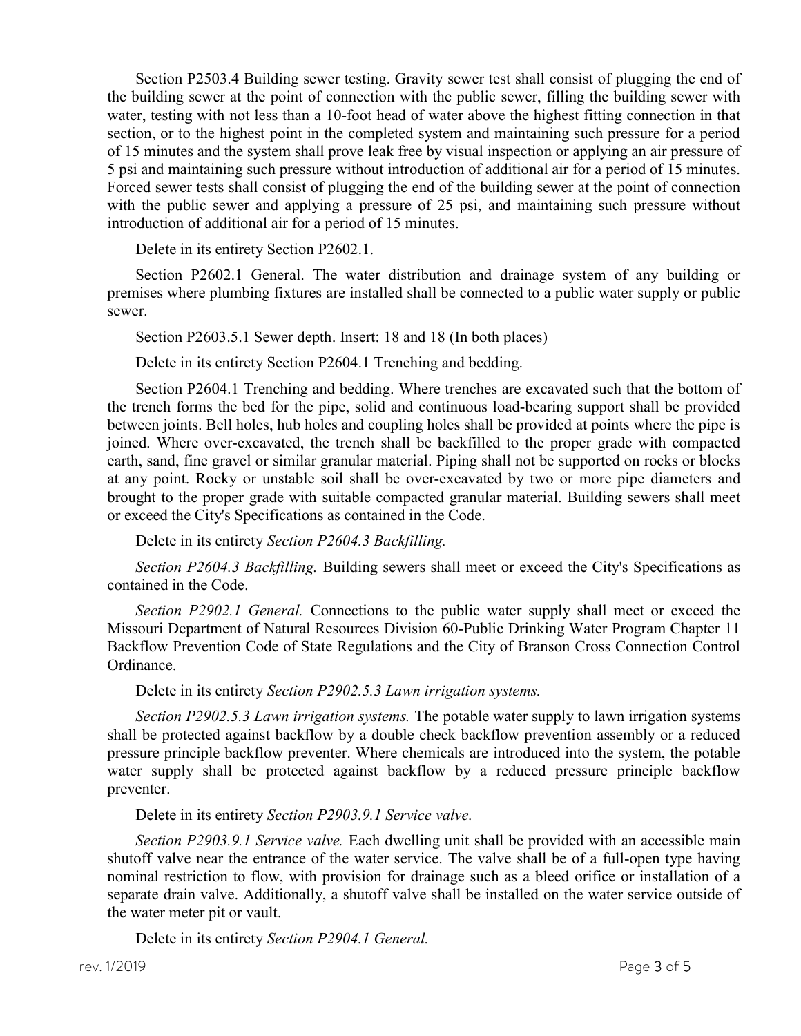Section P2503.4 Building sewer testing. Gravity sewer test shall consist of plugging the end of the building sewer at the point of connection with the public sewer, filling the building sewer with water, testing with not less than a 10-foot head of water above the highest fitting connection in that section, or to the highest point in the completed system and maintaining such pressure for a period of 15 minutes and the system shall prove leak free by visual inspection or applying an air pressure of 5 psi and maintaining such pressure without introduction of additional air for a period of 15 minutes. Forced sewer tests shall consist of plugging the end of the building sewer at the point of connection with the public sewer and applying a pressure of 25 psi, and maintaining such pressure without introduction of additional air for a period of 15 minutes.

Delete in its entirety Section P2602.1.

Section P2602.1 General. The water distribution and drainage system of any building or premises where plumbing fixtures are installed shall be connected to a public water supply or public sewer.

Section P2603.5.1 Sewer depth. Insert: 18 and 18 (In both places)

Delete in its entirety Section P2604.1 Trenching and bedding.

Section P2604.1 Trenching and bedding. Where trenches are excavated such that the bottom of the trench forms the bed for the pipe, solid and continuous load-bearing support shall be provided between joints. Bell holes, hub holes and coupling holes shall be provided at points where the pipe is joined. Where over-excavated, the trench shall be backfilled to the proper grade with compacted earth, sand, fine gravel or similar granular material. Piping shall not be supported on rocks or blocks at any point. Rocky or unstable soil shall be over-excavated by two or more pipe diameters and brought to the proper grade with suitable compacted granular material. Building sewers shall meet or exceed the City's Specifications as contained in the Code.

Delete in its entirety *Section P2604.3 Backfilling.*

*Section P2604.3 Backfilling.* Building sewers shall meet or exceed the City's Specifications as contained in the Code.

*Section P2902.1 General.* Connections to the public water supply shall meet or exceed the Missouri Department of Natural Resources Division 60-Public Drinking Water Program Chapter 11 Backflow Prevention Code of State Regulations and the City of Branson Cross Connection Control Ordinance.

Delete in its entirety *Section P2902.5.3 Lawn irrigation systems.*

*Section P2902.5.3 Lawn irrigation systems.* The potable water supply to lawn irrigation systems shall be protected against backflow by a double check backflow prevention assembly or a reduced pressure principle backflow preventer. Where chemicals are introduced into the system, the potable water supply shall be protected against backflow by a reduced pressure principle backflow preventer.

Delete in its entirety *Section P2903.9.1 Service valve.*

*Section P2903.9.1 Service valve.* Each dwelling unit shall be provided with an accessible main shutoff valve near the entrance of the water service. The valve shall be of a full-open type having nominal restriction to flow, with provision for drainage such as a bleed orifice or installation of a separate drain valve. Additionally, a shutoff valve shall be installed on the water service outside of the water meter pit or vault.

Delete in its entirety *Section P2904.1 General.*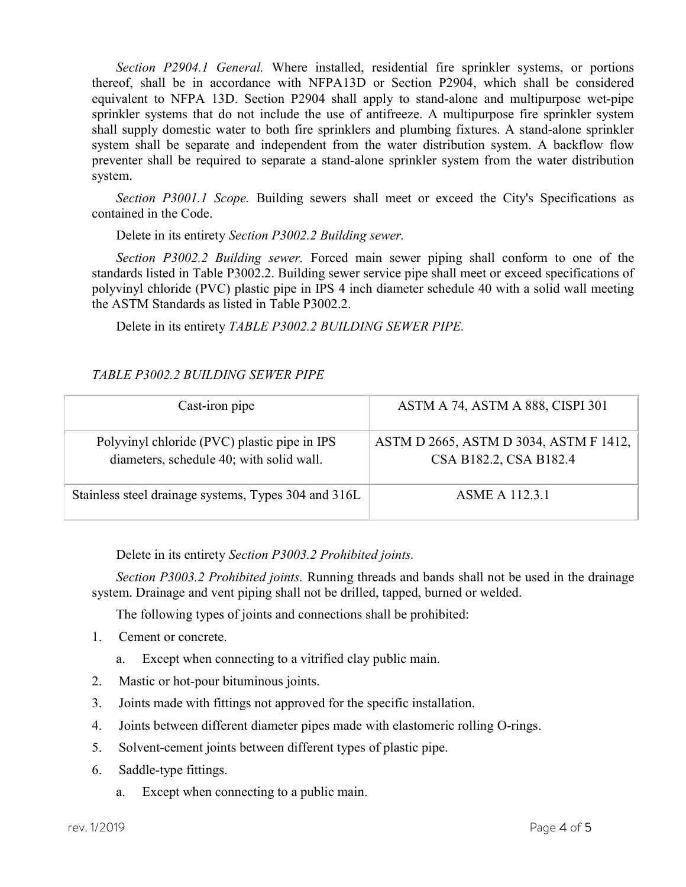*Section P2904.1 General.* Where installed, residential fire sprinkler systems, or portions thereof, shall be in accordance with NFPA13D or Section P2904, which shall be considered equivalent to NFPA 13D. Section P2904 shall apply to stand-alone and multipurpose wet-pipe sprinkler systems that do not include the use of antifreeze. A multipurpose fire sprinkler system shall supply domestic water to both fire sprinklers and plumbing fixtures. A stand-alone sprinkler system shall be separate and independent from the water distribution system. A backflow flow preventer shall be required to separate a stand-alone sprinkler system from the water distribution system.

*Section P3001.1 Scope.* Building sewers shall meet or exceed the City's Specifications as contained in the Code.

Delete in its entirety *Section P3002.2 Building sewer.*

*Section P3002.2 Building sewer.* Forced main sewer piping shall conform to one of the standards listed in Table P3002.2. Building sewer service pipe shall meet or exceed specifications of polyvinyl chloride (PVC) plastic pipe in IPS 4 inch diameter schedule 40 with a solid wall meeting the ASTM Standards as listed in Table P3002.2.

Delete in its entirety *TABLE P3002.2 BUILDING SEWER PIPE.*

*TABLE P3002.2 BUILDING SEWER PIPE*

| | |
|---|---|
| Cast-iron pipe | ASTM A 74, ASTM A 888, CISPI 301 |
| Polyvinyl chloride (PVC) plastic pipe in IPS diameters, schedule 40; with solid wall. | ASTM D 2665, ASTM D 3034, ASTM F 1412, CSA B182.2, CSA B182.4 |
| Stainless steel drainage systems, Types 304 and 316L | ASME A 112.3.1 |

Delete in its entirety *Section P3003.2 Prohibited joints.*

*Section P3003.2 Prohibited joints.* Running threads and bands shall not be used in the drainage system. Drainage and vent piping shall not be drilled, tapped, burned or welded.

The following types of joints and connections shall be prohibited:

1. Cement or concrete.
   a. Except when connecting to a vitrified clay public main.
2. Mastic or hot-pour bituminous joints.
3. Joints made with fittings not approved for the specific installation.
4. Joints between different diameter pipes made with elastomeric rolling O-rings.
5. Solvent-cement joints between different types of plastic pipe.
6. Saddle-type fittings.
   a. Except when connecting to a public main.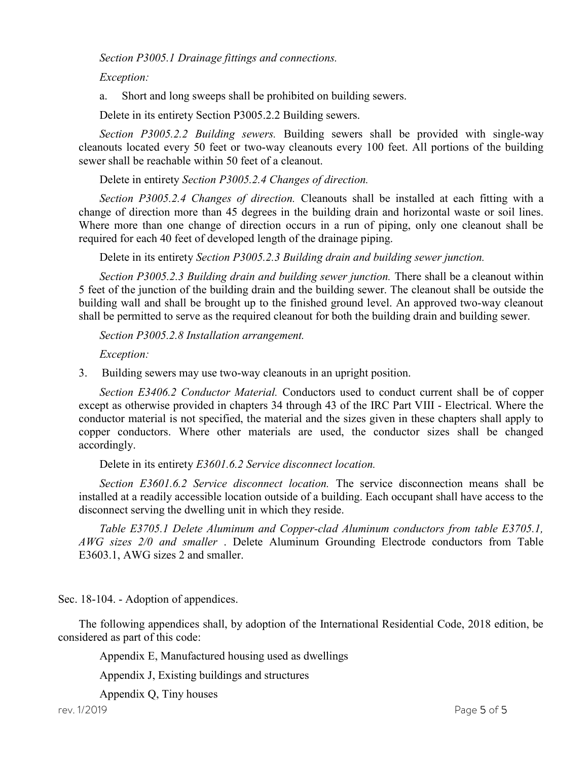*Section P3005.1 Drainage fittings and connections.*

*Exception:*

a. Short and long sweeps shall be prohibited on building sewers.

Delete in its entirety Section P3005.2.2 Building sewers.

*Section P3005.2.2 Building sewers.* Building sewers shall be provided with single-way cleanouts located every 50 feet or two-way cleanouts every 100 feet. All portions of the building sewer shall be reachable within 50 feet of a cleanout.

Delete in entirety *Section P3005.2.4 Changes of direction.*

*Section P3005.2.4 Changes of direction.* Cleanouts shall be installed at each fitting with a change of direction more than 45 degrees in the building drain and horizontal waste or soil lines. Where more than one change of direction occurs in a run of piping, only one cleanout shall be required for each 40 feet of developed length of the drainage piping.

Delete in its entirety *Section P3005.2.3 Building drain and building sewer junction.*

*Section P3005.2.3 Building drain and building sewer junction.* There shall be a cleanout within 5 feet of the junction of the building drain and the building sewer. The cleanout shall be outside the building wall and shall be brought up to the finished ground level. An approved two-way cleanout shall be permitted to serve as the required cleanout for both the building drain and building sewer.

*Section P3005.2.8 Installation arrangement.*

*Exception:*

3. Building sewers may use two-way cleanouts in an upright position.

*Section E3406.2 Conductor Material.* Conductors used to conduct current shall be of copper except as otherwise provided in chapters 34 through 43 of the IRC Part VIII - Electrical. Where the conductor material is not specified, the material and the sizes given in these chapters shall apply to copper conductors. Where other materials are used, the conductor sizes shall be changed accordingly.

Delete in its entirety *E3601.6.2 Service disconnect location.*

*Section E3601.6.2 Service disconnect location.* The service disconnection means shall be installed at a readily accessible location outside of a building. Each occupant shall have access to the disconnect serving the dwelling unit in which they reside.

*Table E3705.1 Delete Aluminum and Copper-clad Aluminum conductors from table E3705.1, AWG sizes 2/0 and smaller* . Delete Aluminum Grounding Electrode conductors from Table E3603.1, AWG sizes 2 and smaller.

Sec. 18-104. - Adoption of appendices.

The following appendices shall, by adoption of the International Residential Code, 2018 edition, be considered as part of this code:

Appendix E, Manufactured housing used as dwellings

Appendix J, Existing buildings and structures

Appendix Q, Tiny houses

rev. 1/2019